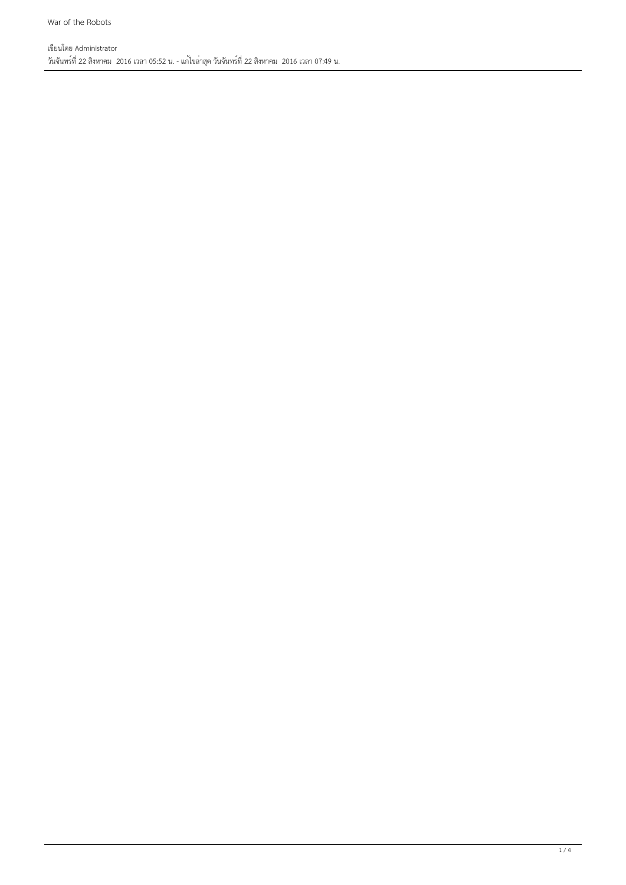# War of the Robots

เขียนโดย Administrator
วันจันทร์ที่ 22 สิงหาคม 2016 เวลา 05:52 น. - แก้ไขล่าสุด วันจันทร์ที่ 22 สิงหาคม 2016 เวลา 07:49 น.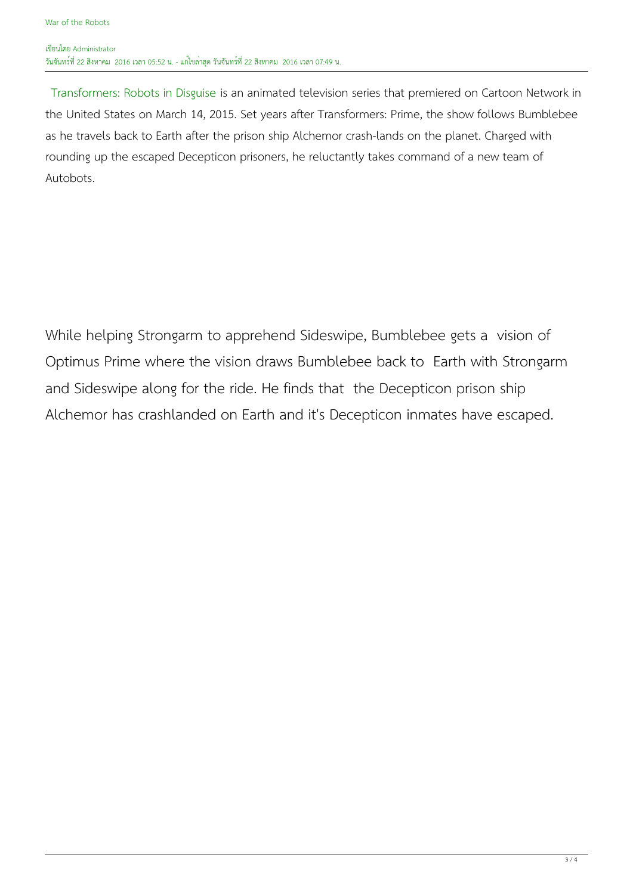Transformers: Robots in Disguise is an animated television series that premiered on Cartoon Network in the United States on March 14, 2015. Set years after Transformers: Prime, the show follows Bumblebee as he travels back to Earth after the prison ship Alchemor crash-lands on the planet. Charged with rounding up the escaped Decepticon prisoners, he reluctantly takes command of a new team of Autobots.

While helping Strongarm to apprehend Sideswipe, Bumblebee gets a vision of Optimus Prime where the vision draws Bumblebee back to Earth with Strongarm and Sideswipe along for the ride. He finds that the Decepticon prison ship Alchemor has crashlanded on Earth and it's Decepticon inmates have escaped.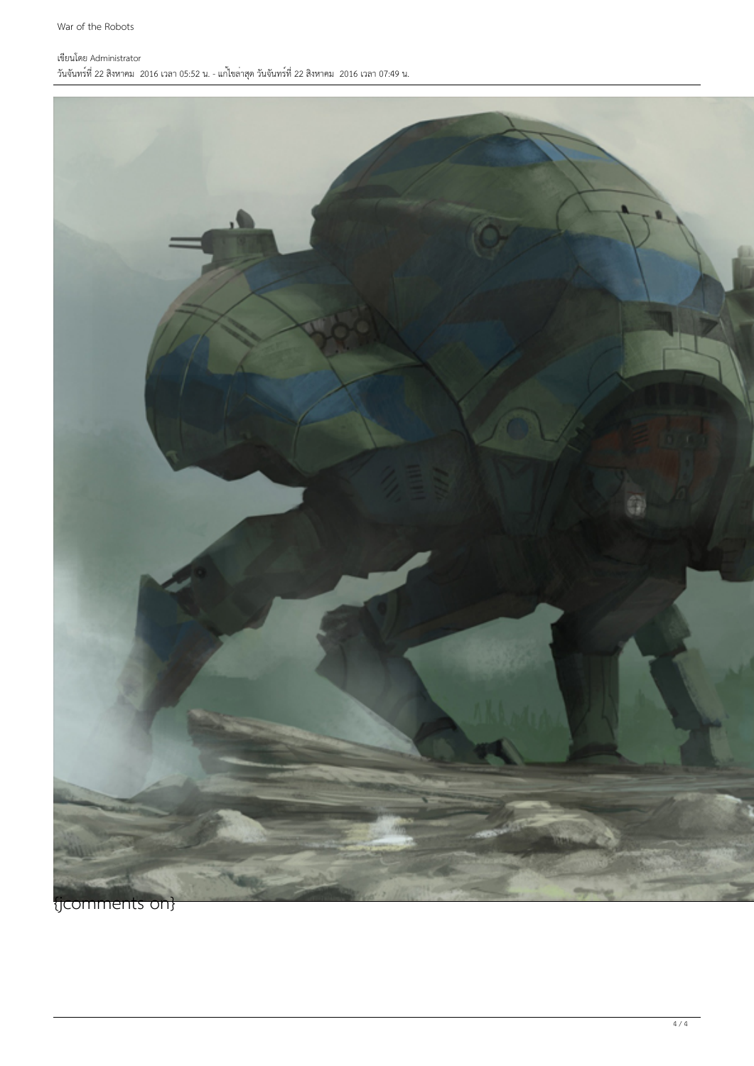เขียนโดย Administrator
วันจันทร์ที่ 22 สิงหาคม 2016 เวลา 05:52 น. - แก้ไขล่าสุด วันจันทร์ที่ 22 สิงหาคม 2016 เวลา 07:49 น.

{jcomments on}